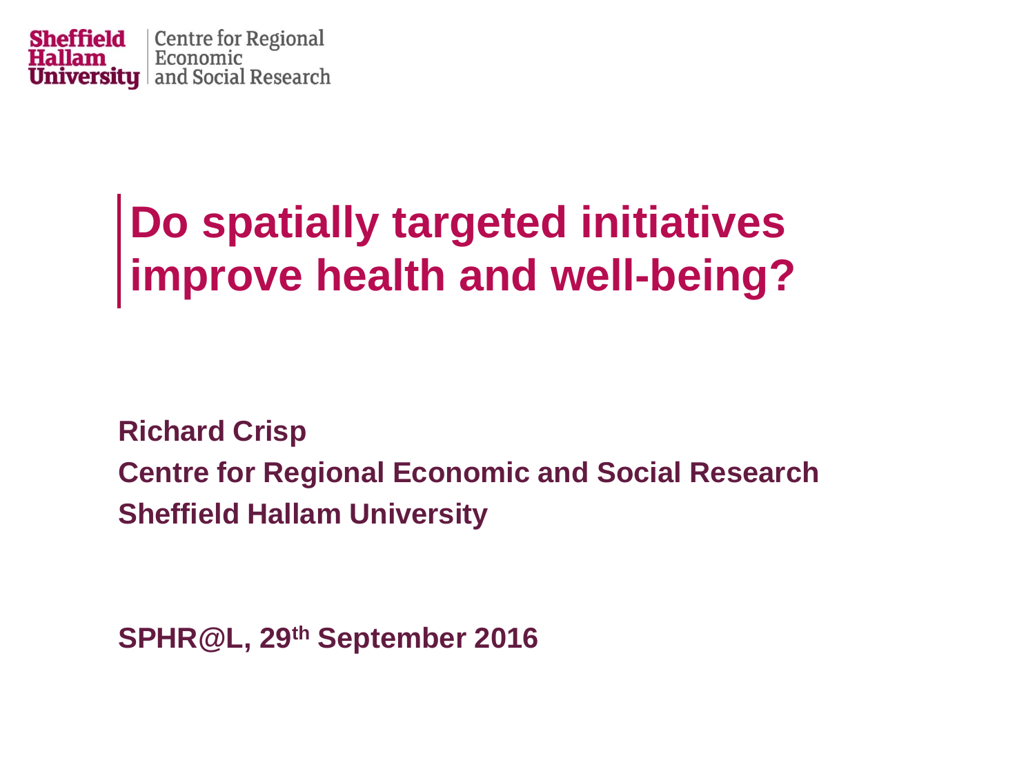Sheffield Hallam University | Centre for Regional Economic and Social Research

# Do spatially targeted initiatives improve health and well-being?

**Richard Crisp**

**Centre for Regional Economic and Social Research**

**Sheffield Hallam University**

**SPHR@L, 29th September 2016**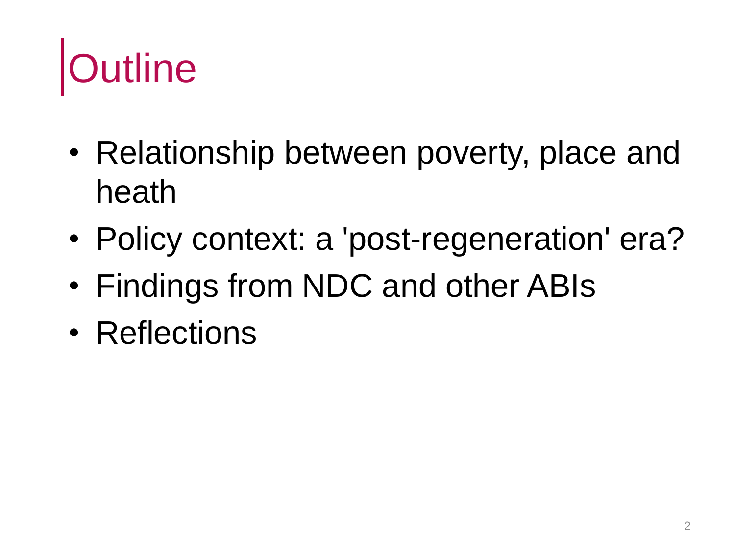# Outline

- Relationship between poverty, place and heath
- Policy context: a 'post-regeneration' era?
- Findings from NDC and other ABIs
- Reflections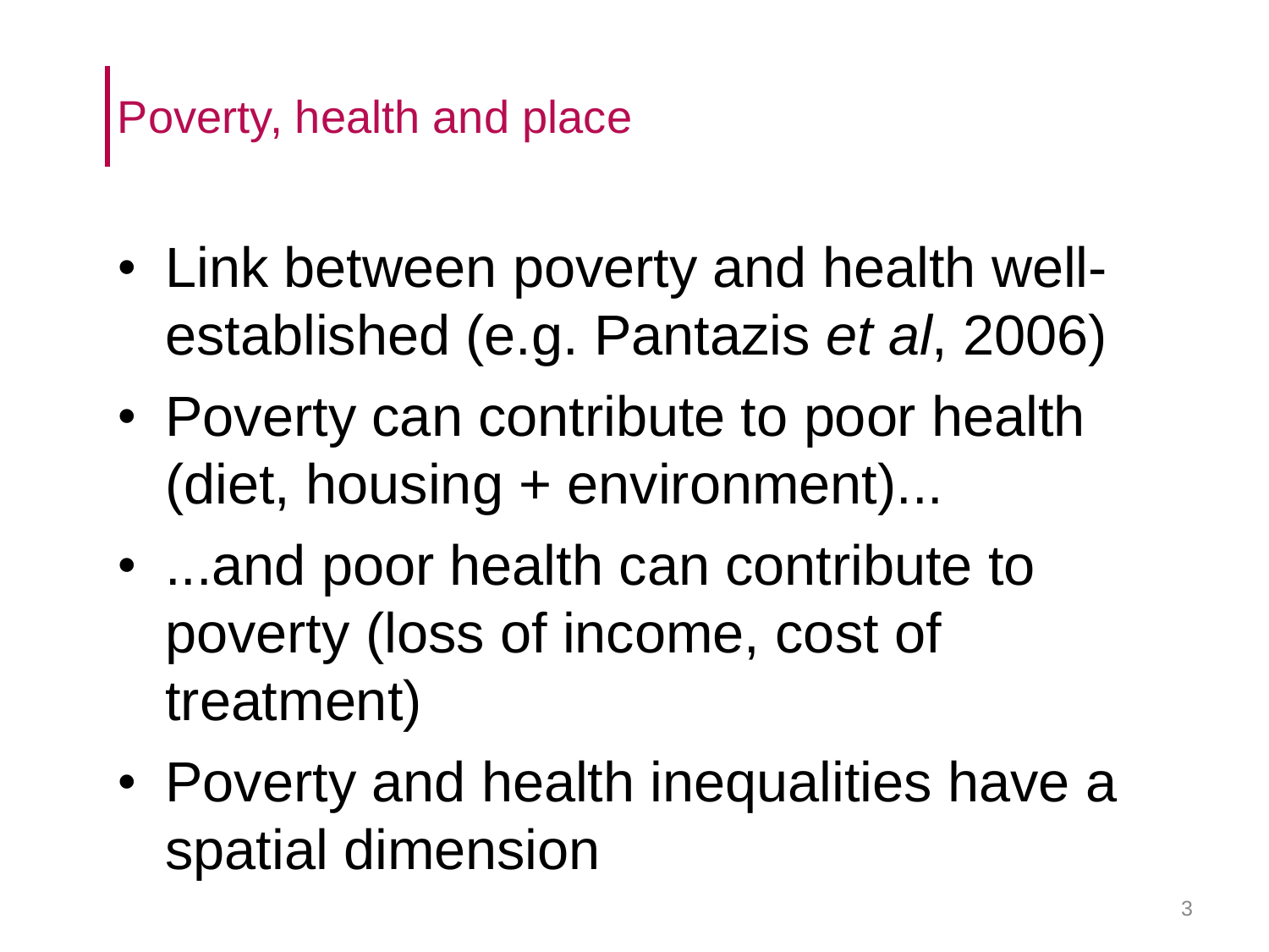## Poverty, health and place

- Link between poverty and health well-established (e.g. Pantazis *et al*, 2006)
- Poverty can contribute to poor health (diet, housing + environment)...
- ...and poor health can contribute to poverty (loss of income, cost of treatment)
- Poverty and health inequalities have a spatial dimension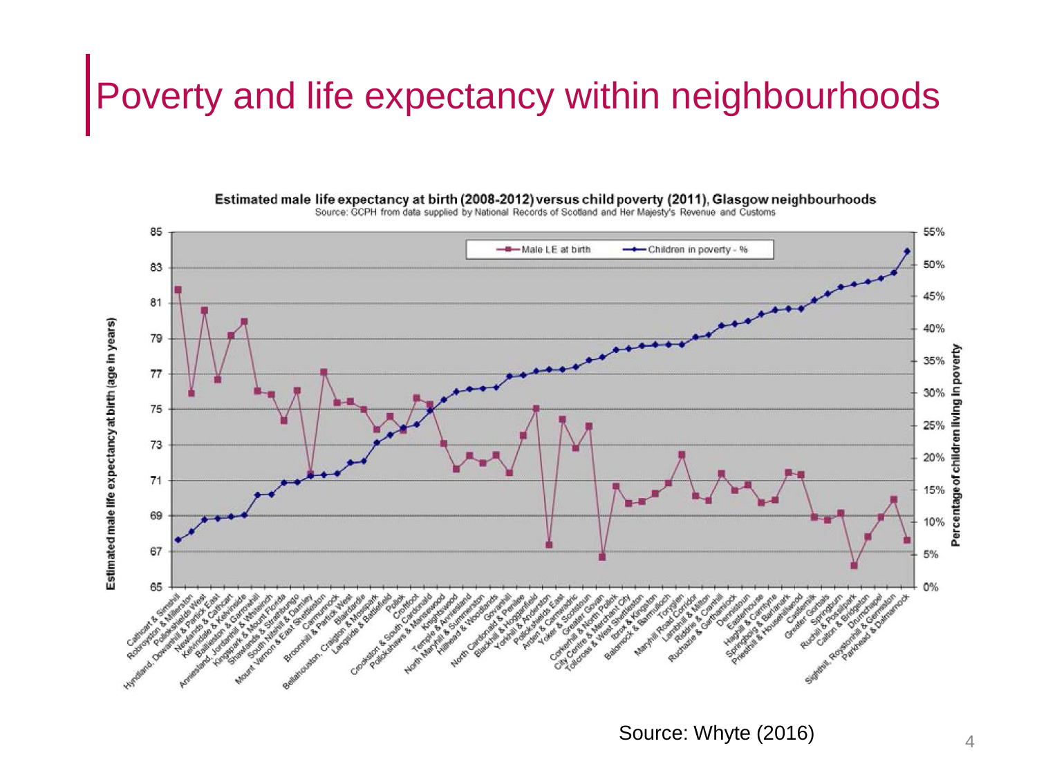# Poverty and life expectancy within neighbourhoods

**Estimated male life expectancy at birth (2008-2012) versus child poverty (2011), Glasgow neighbourhoods**

Source: GCPH from data supplied by National Records of Scotland and Her Majesty's Revenue and Customs

Source: Whyte (2016)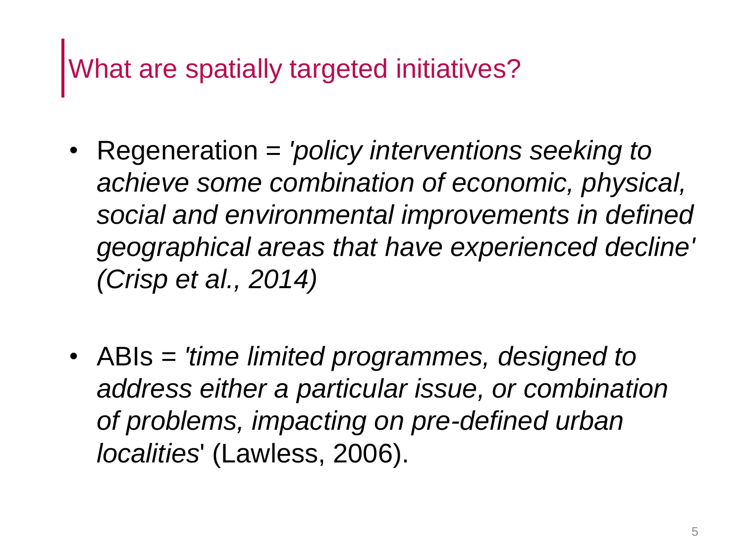# What are spatially targeted initiatives?

- Regeneration = *'policy interventions seeking to achieve some combination of economic, physical, social and environmental improvements in defined geographical areas that have experienced decline' (Crisp et al., 2014)*

- ABIs = *'time limited programmes, designed to address either a particular issue, or combination of problems, impacting on pre-defined urban localities*' (Lawless, 2006).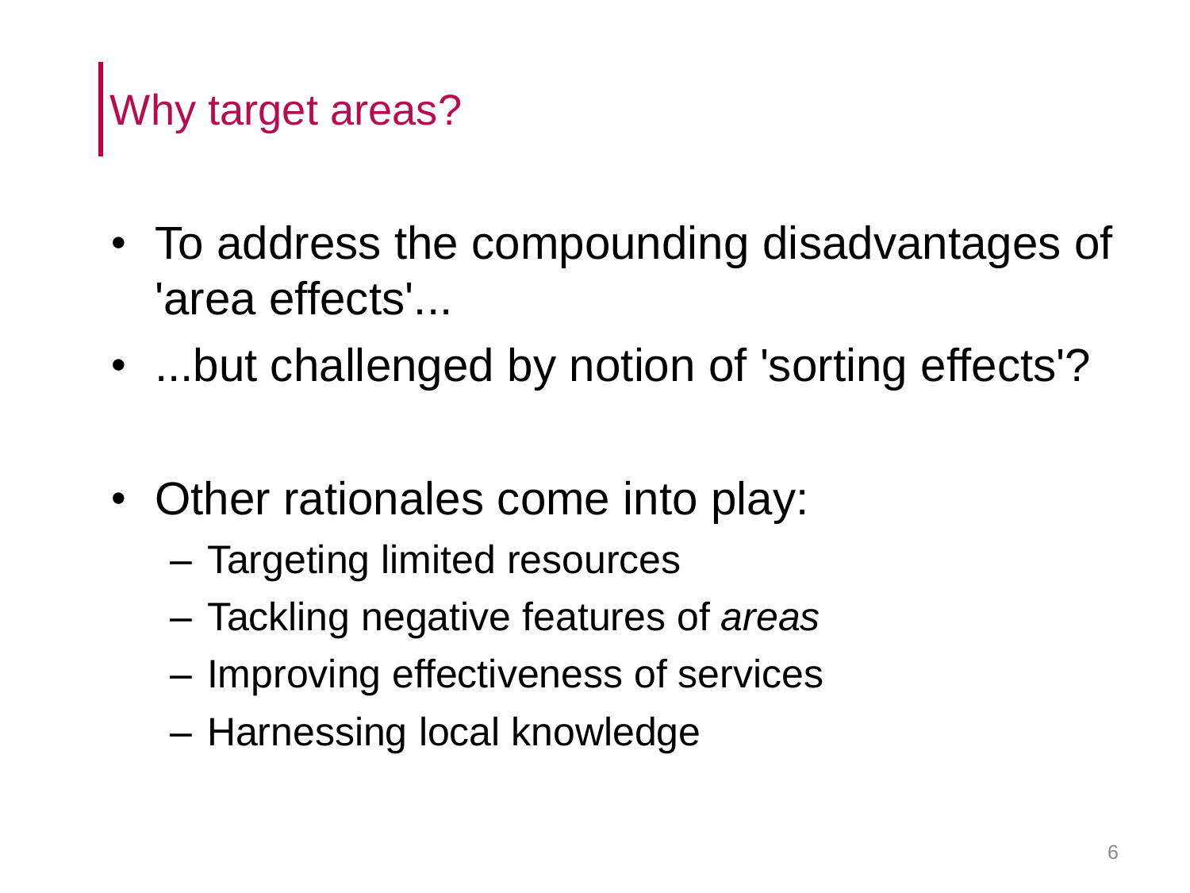# Why target areas?

- To address the compounding disadvantages of 'area effects'...
- ...but challenged by notion of 'sorting effects'?

- Other rationales come into play:
  - Targeting limited resources
  - Tackling negative features of *areas*
  - Improving effectiveness of services
  - Harnessing local knowledge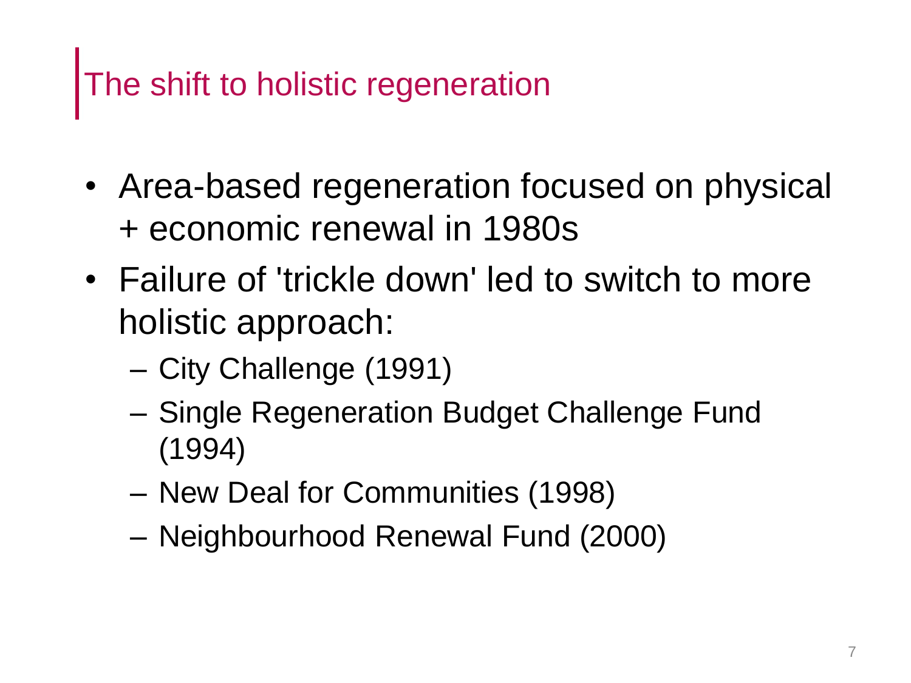# The shift to holistic regeneration

- Area-based regeneration focused on physical + economic renewal in 1980s
- Failure of 'trickle down' led to switch to more holistic approach:
  - City Challenge (1991)
  - Single Regeneration Budget Challenge Fund (1994)
  - New Deal for Communities (1998)
  - Neighbourhood Renewal Fund (2000)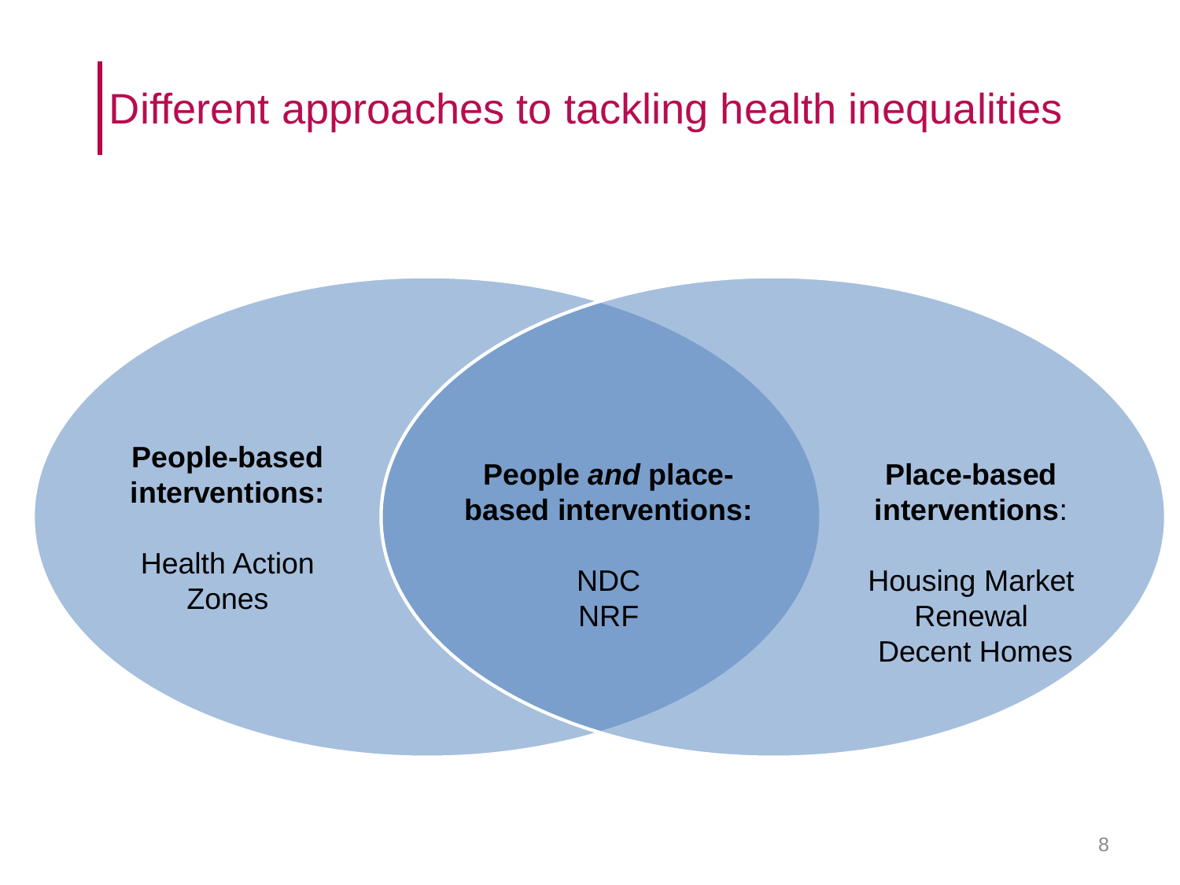# Different approaches to tackling health inequalities

**People-based interventions:**

Health Action Zones

**People *and* place-based interventions:**

NDC
NRF

**Place-based interventions**:

Housing Market Renewal
Decent Homes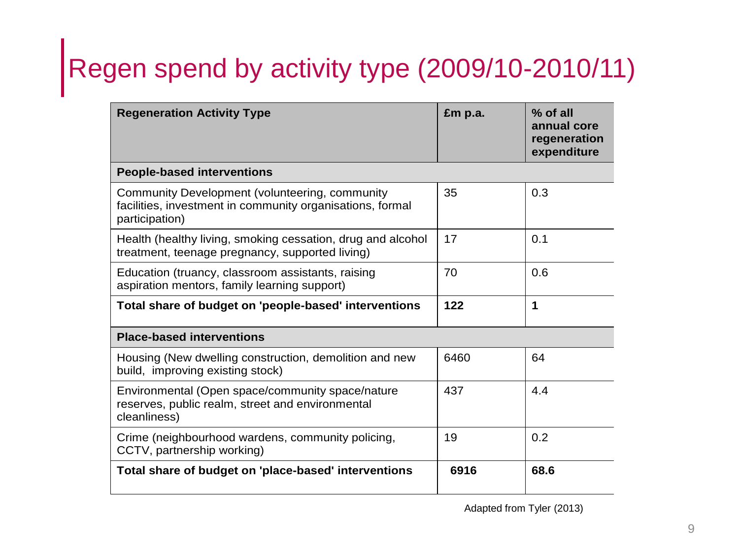# Regen spend by activity type (2009/10-2010/11)

| Regeneration Activity Type | £m p.a. | % of all annual core regeneration expenditure |
|---|---|---|
| **People-based interventions** | | |
| Community Development (volunteering, community facilities, investment in community organisations, formal participation) | 35 | 0.3 |
| Health (healthy living, smoking cessation, drug and alcohol treatment, teenage pregnancy, supported living) | 17 | 0.1 |
| Education (truancy, classroom assistants, raising aspiration mentors, family learning support) | 70 | 0.6 |
| **Total share of budget on 'people-based' interventions** | **122** | **1** |
| **Place-based interventions** | | |
| Housing (New dwelling construction, demolition and new build, improving existing stock) | 6460 | 64 |
| Environmental (Open space/community space/nature reserves, public realm, street and environmental cleanliness) | 437 | 4.4 |
| Crime (neighbourhood wardens, community policing, CCTV, partnership working) | 19 | 0.2 |
| **Total share of budget on 'place-based' interventions** | **6916** | **68.6** |

Adapted from Tyler (2013)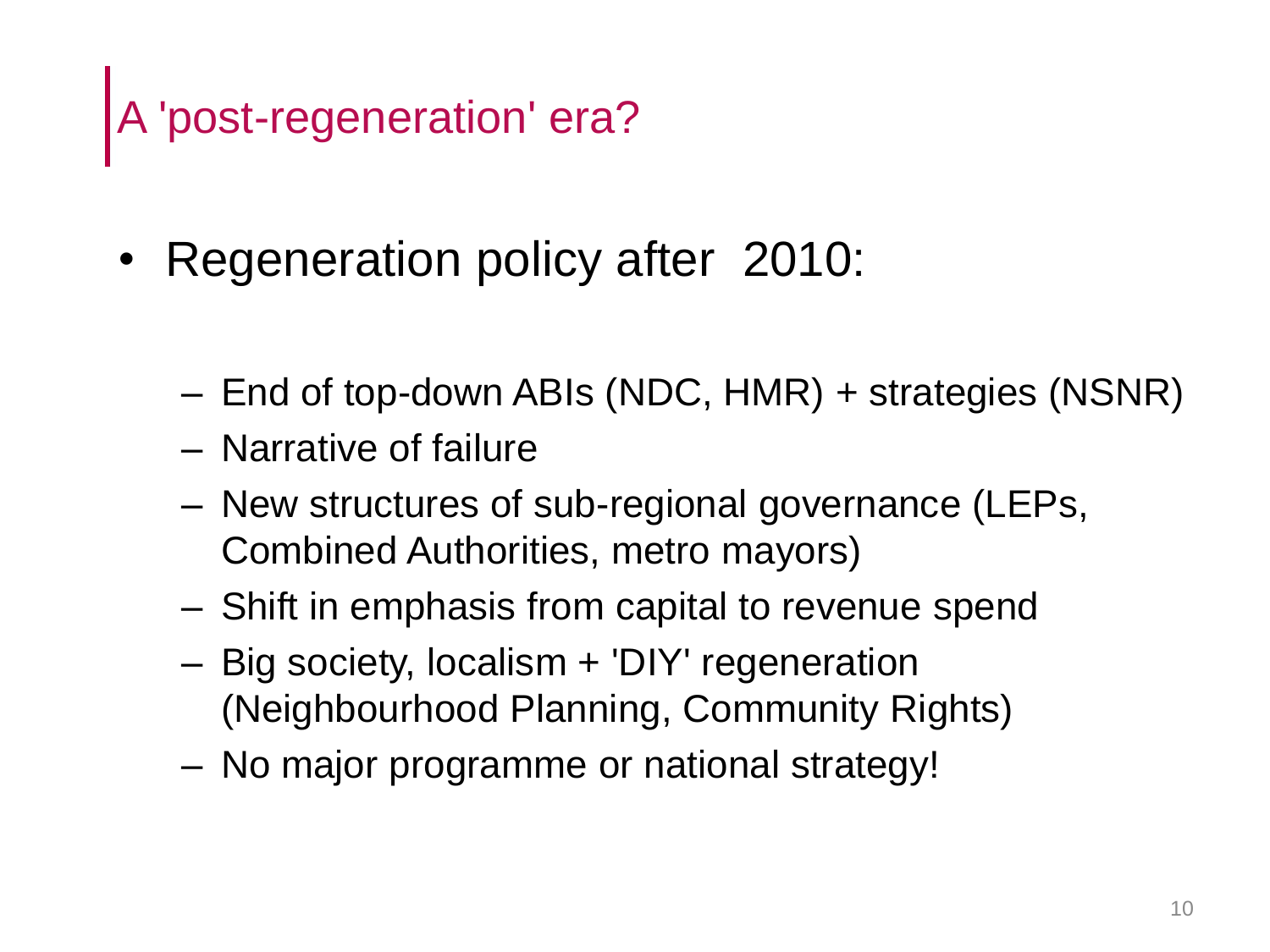# A 'post-regeneration' era?

- Regeneration policy after 2010:
  - End of top-down ABIs (NDC, HMR) + strategies (NSNR)
  - Narrative of failure
  - New structures of sub-regional governance (LEPs, Combined Authorities, metro mayors)
  - Shift in emphasis from capital to revenue spend
  - Big society, localism + 'DIY' regeneration (Neighbourhood Planning, Community Rights)
  - No major programme or national strategy!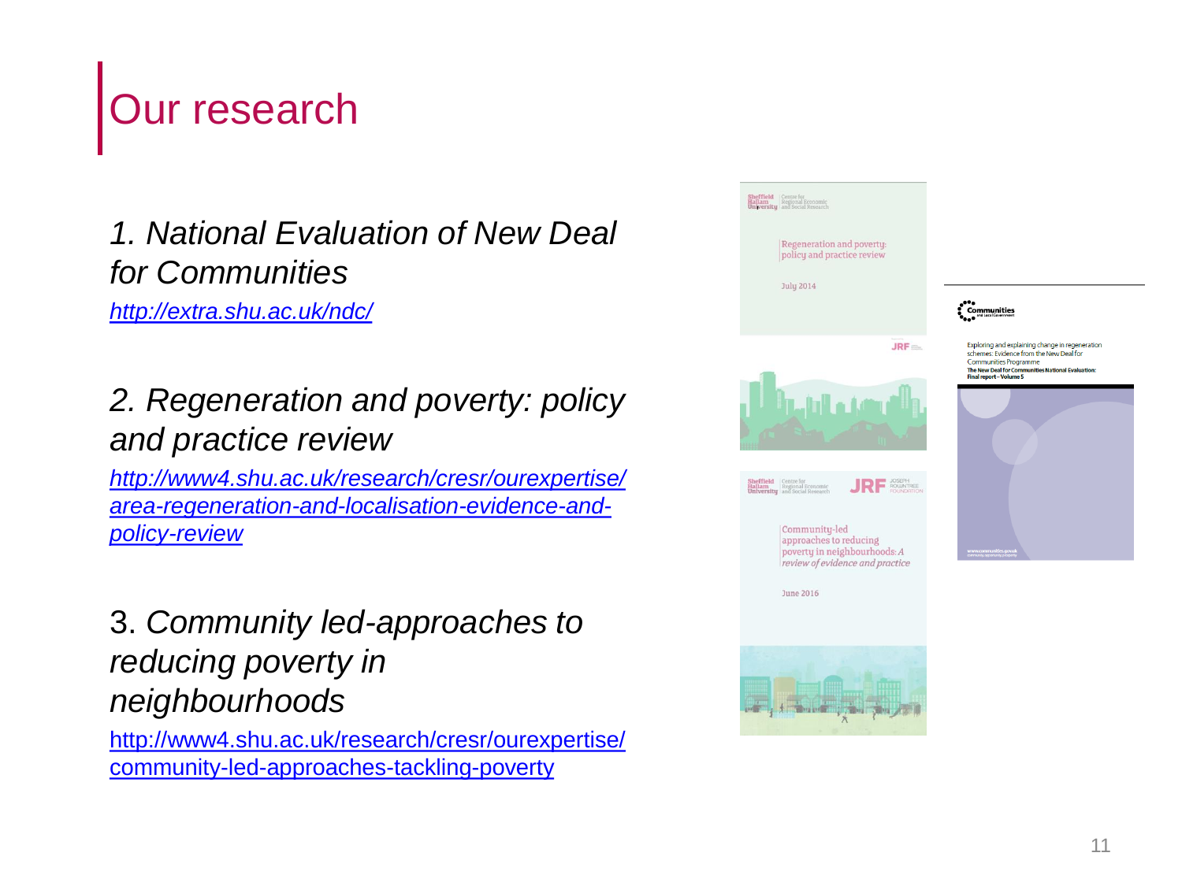# Our research

*1. National Evaluation of New Deal for Communities*

*http://extra.shu.ac.uk/ndc/*

*2. Regeneration and poverty: policy and practice review*

*http://www4.shu.ac.uk/research/cresr/ourexpertise/area-regeneration-and-localisation-evidence-and-policy-review*

3. *Community led-approaches to reducing poverty in neighbourhoods*

http://www4.shu.ac.uk/research/cresr/ourexpertise/community-led-approaches-tackling-poverty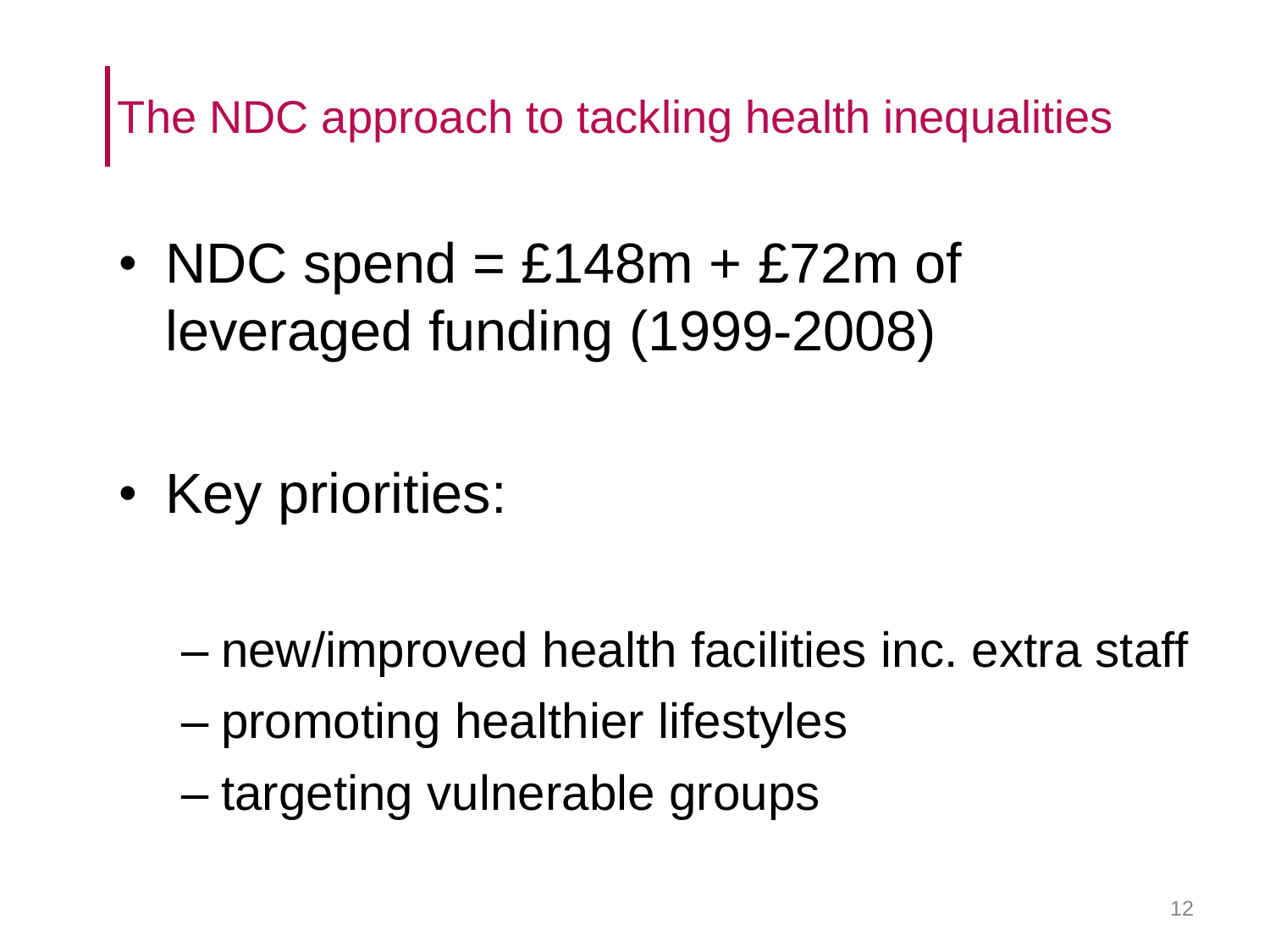# The NDC approach to tackling health inequalities

- NDC spend = £148m + £72m of leveraged funding (1999-2008)

- Key priorities:

  - new/improved health facilities inc. extra staff
  - promoting healthier lifestyles
  - targeting vulnerable groups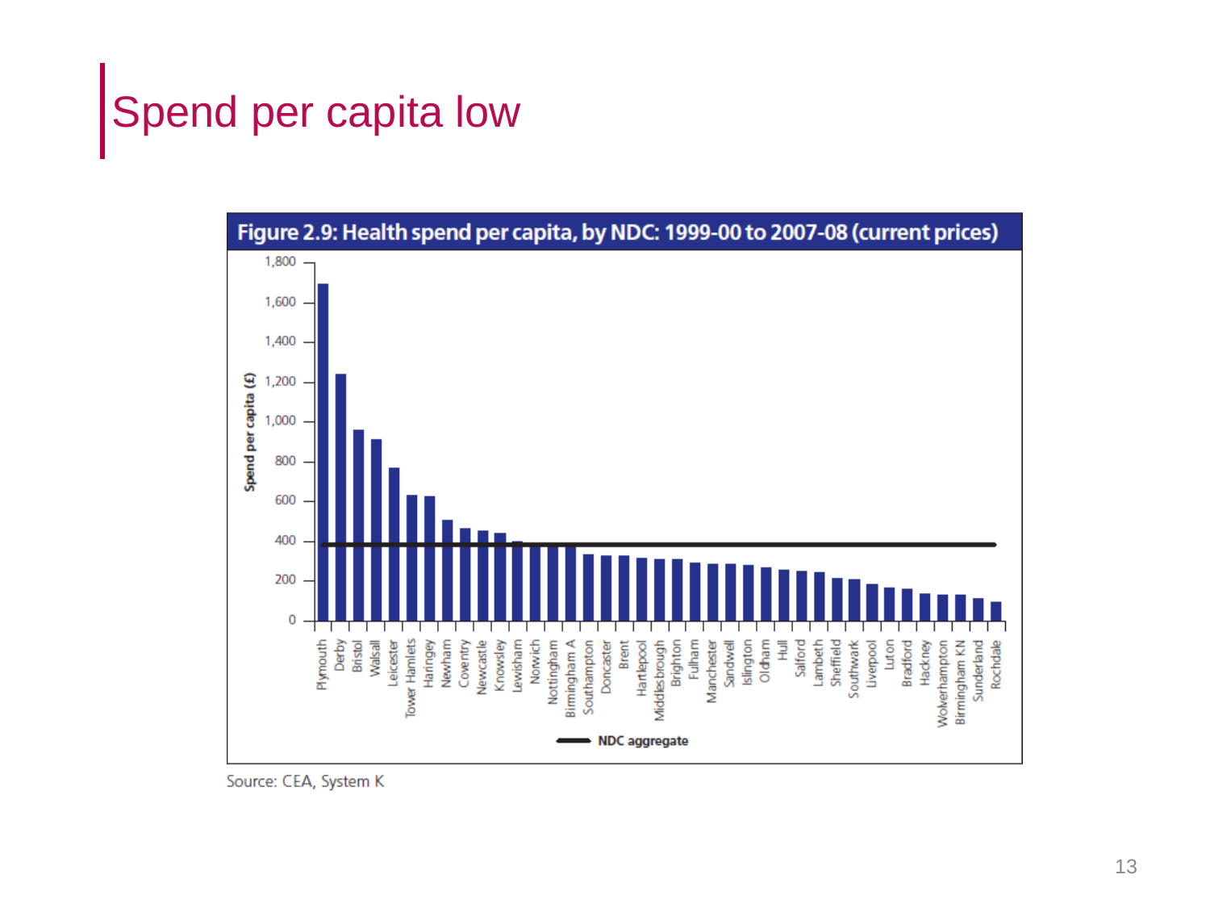# Spend per capita low

**Figure 2.9: Health spend per capita, by NDC: 1999-00 to 2007-08 (current prices)**

Source: CEA, System K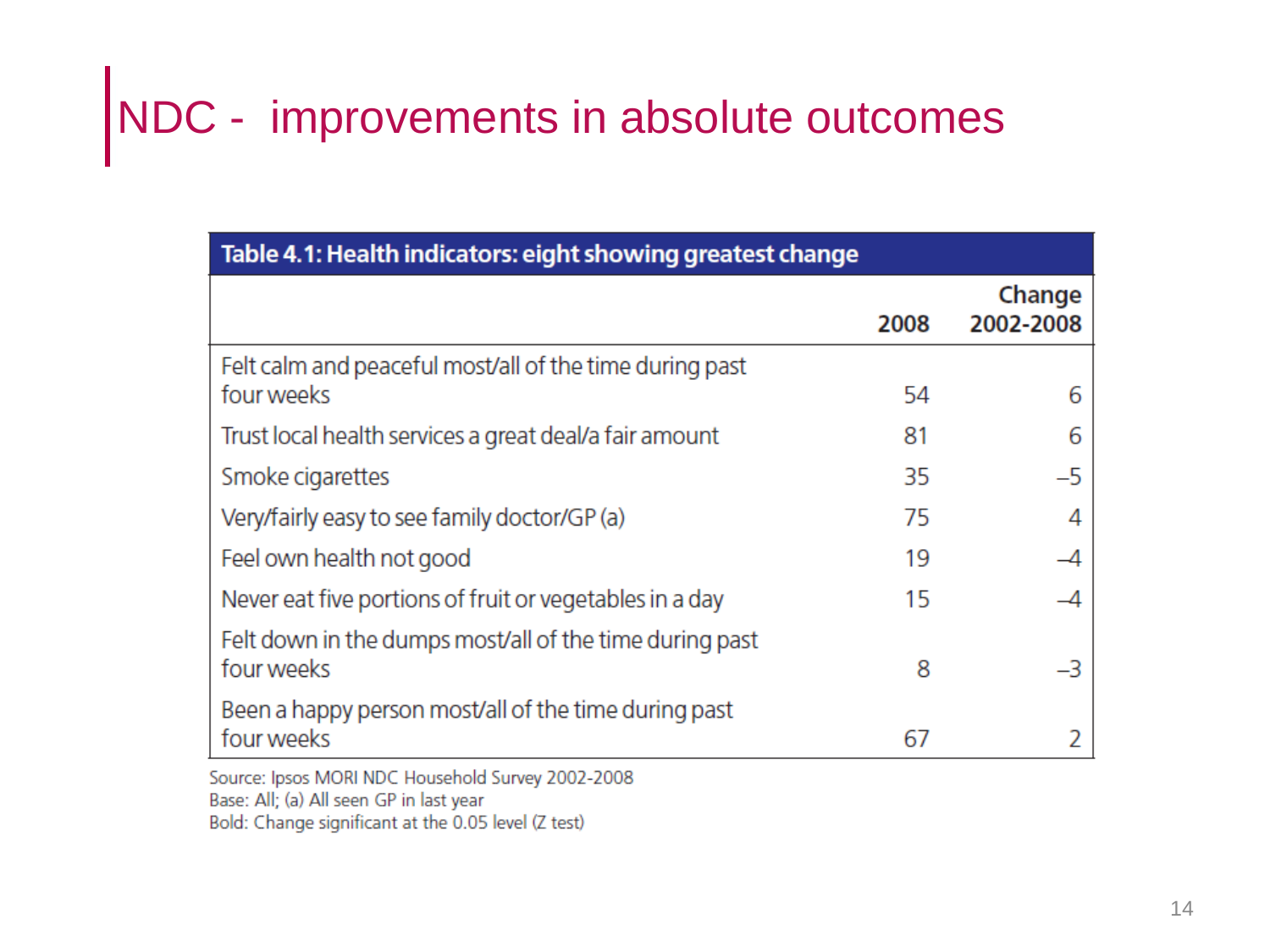# NDC - improvements in absolute outcomes

**Table 4.1: Health indicators: eight showing greatest change**

| | 2008 | Change 2002-2008 |
|---|---|---|
| Felt calm and peaceful most/all of the time during past four weeks | 54 | 6 |
| Trust local health services a great deal/a fair amount | 81 | 6 |
| Smoke cigarettes | 35 | –5 |
| Very/fairly easy to see family doctor/GP (a) | 75 | 4 |
| Feel own health not good | 19 | –4 |
| Never eat five portions of fruit or vegetables in a day | 15 | –4 |
| Felt down in the dumps most/all of the time during past four weeks | 8 | –3 |
| Been a happy person most/all of the time during past four weeks | 67 | 2 |

Source: Ipsos MORI NDC Household Survey 2002-2008
Base: All; (a) All seen GP in last year
Bold: Change significant at the 0.05 level (Z test)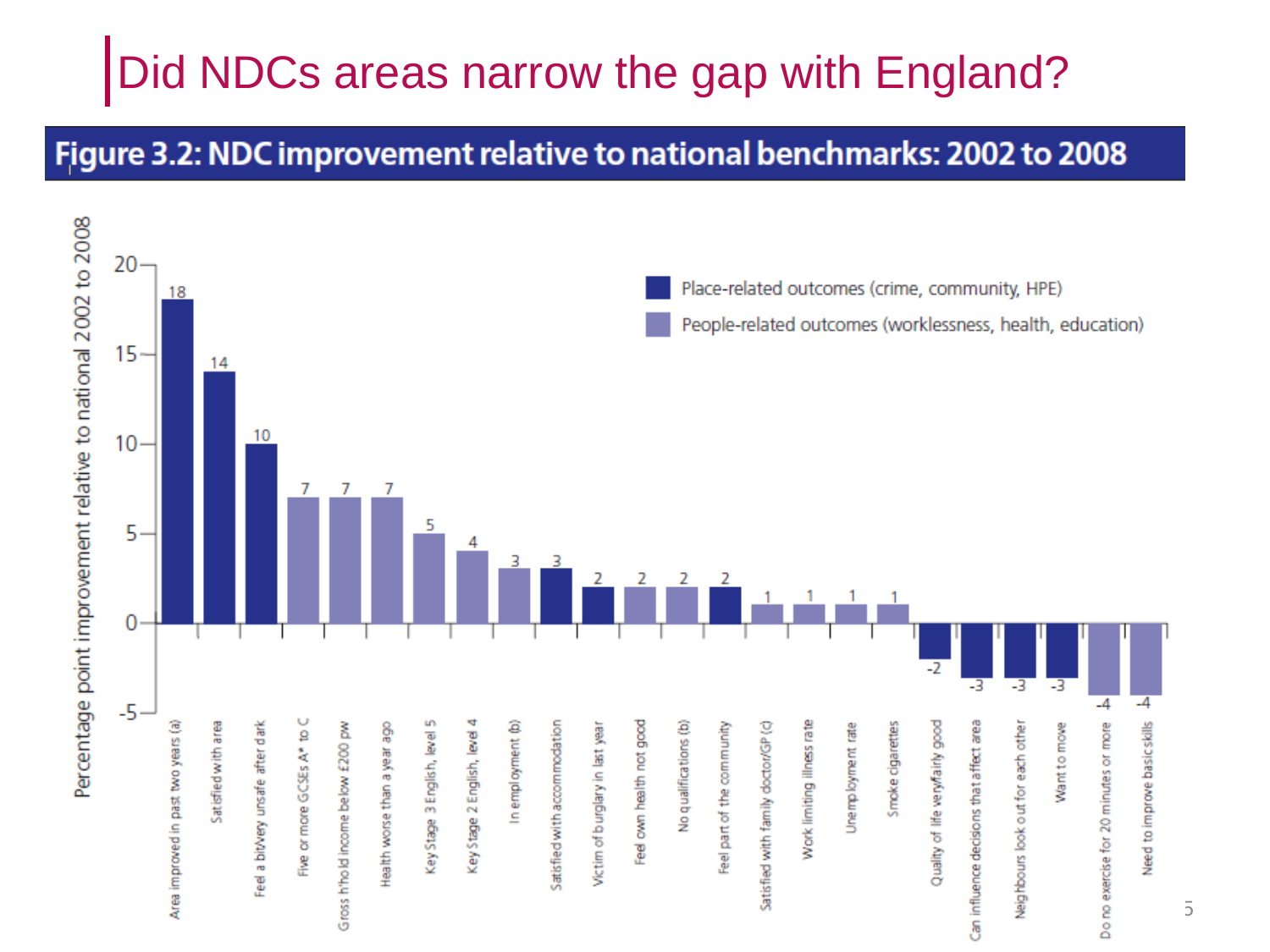# Did NDCs areas narrow the gap with England?

## Figure 3.2: NDC improvement relative to national benchmarks: 2002 to 2008

Percentage point improvement relative to national 2002 to 2008

Legend:
- Place-related outcomes (crime, community, HPE)
- People-related outcomes (worklessness, health, education)

| Outcome | Type | Percentage point improvement relative to national 2002 to 2008 |
|---|---|---|
| Area improved in past two years (a) | Place-related | 18 |
| Satisfied with area | Place-related | 14 |
| Feel a bit/very unsafe after dark | Place-related | 10 |
| Five or more GCSEs A* to C | People-related | 7 |
| Gross h'hold income below £200 pw | People-related | 7 |
| Health worse than a year ago | People-related | 7 |
| Key Stage 3 English, level 5 | People-related | 5 |
| Key Stage 2 English, level 4 | People-related | 4 |
| In employment (b) | People-related | 3 |
| Satisfied with accommodation | Place-related | 3 |
| Victim of burglary in last year | Place-related | 2 |
| Feel own health not good | People-related | 2 |
| No qualifications (b) | People-related | 2 |
| Feel part of the community | Place-related | 2 |
| Satisfied with family doctor/GP (c) | People-related | 1 |
| Work limiting illness rate | People-related | 1 |
| Unemployment rate | People-related | 1 |
| Smoke cigarettes | People-related | 1 |
| Quality of life very/fairly good | Place-related | -2 |
| Can influence decisions that affect area | Place-related | -3 |
| Neighbours look out for each other | Place-related | -3 |
| Want to move | Place-related | -3 |
| Do no exercise for 20 minutes or more | People-related | -4 |
| Need to improve basic skills | People-related | -4 |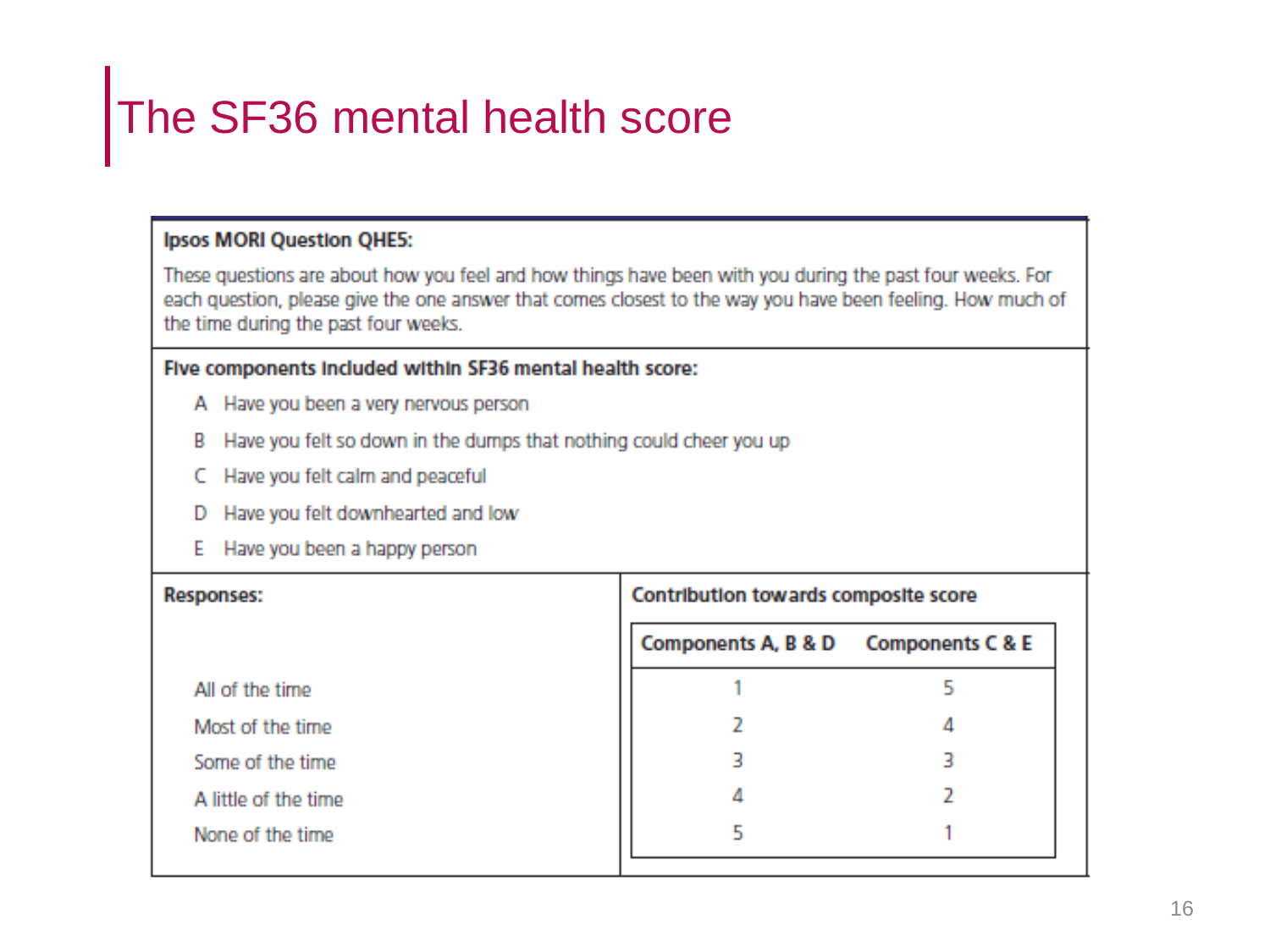# The SF36 mental health score

**Ipsos MORI Question QHE5:**

These questions are about how you feel and how things have been with you during the past four weeks. For each question, please give the one answer that comes closest to the way you have been feeling. How much of the time during the past four weeks.

**Five components included within SF36 mental health score:**

- A Have you been a very nervous person
- B Have you felt so down in the dumps that nothing could cheer you up
- C Have you felt calm and peaceful
- D Have you felt downhearted and low
- E Have you been a happy person

| Responses: | Contribution towards composite score | |
|---|---|---|
| | Components A, B & D | Components C & E |
| All of the time | 1 | 5 |
| Most of the time | 2 | 4 |
| Some of the time | 3 | 3 |
| A little of the time | 4 | 2 |
| None of the time | 5 | 1 |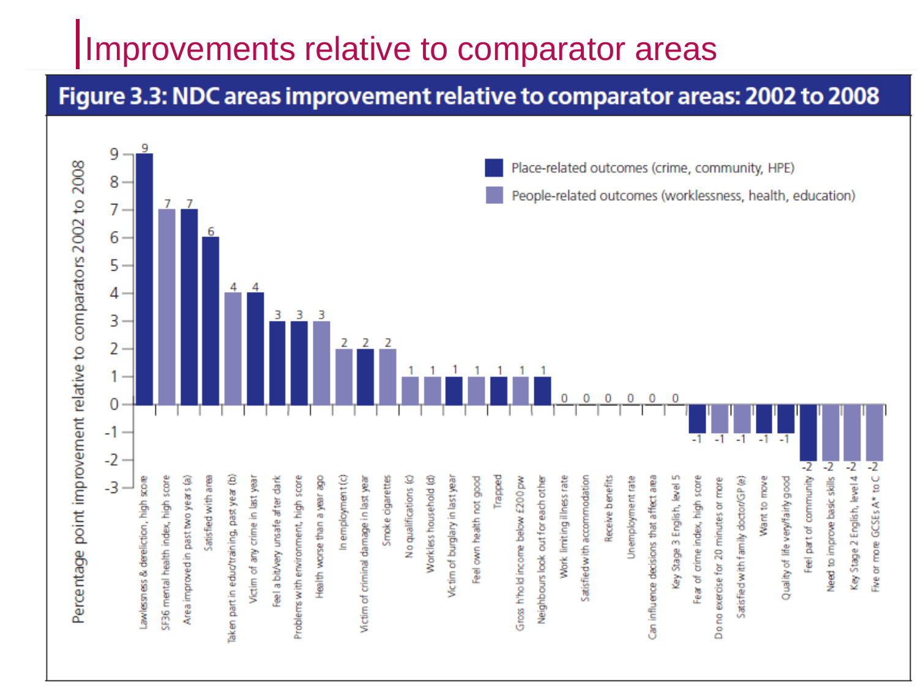# Improvements relative to comparator areas

**Figure 3.3: NDC areas improvement relative to comparator areas: 2002 to 2008**

Percentage point improvement relative to comparators 2002 to 2008

Legend:
- Place-related outcomes (crime, community, HPE)
- People-related outcomes (worklessness, health, education)

| Outcome | Type | Percentage point improvement |
|---|---|---|
| Lawlessness & dereliction, high score | Place | 9 |
| SF36 mental health index, high score | People | 7 |
| Area improved in past two years (a) | Place | 7 |
| Satisfied with area | Place | 6 |
| Taken part in educ/training, past year (b) | People | 4 |
| Victim of any crime in last year | Place | 4 |
| Feel a bit/very unsafe after dark | Place | 3 |
| Problems with environment, high score | Place | 3 |
| Health worse than a year ago | People | 3 |
| In employment (c) | People | 2 |
| Victim of criminal damage in last year | Place | 2 |
| Smoke cigarettes | People | 2 |
| No qualifications (c) | People | 1 |
| Workless household (d) | People | 1 |
| Victim of burglary in last year | Place | 1 |
| Feel own health not good | People | 1 |
| Trapped | Place | 1 |
| Gross h'hold income below £200 pw | People | 1 |
| Neighbours look out for each other | Place | 1 |
| Work limiting illness rate | | 0 |
| Satisfied with accommodation | | 0 |
| Receive benefits | | 0 |
| Unemployment rate | | 0 |
| Can influence decisions that affect area | | 0 |
| Key Stage 3 English, level 5 | | 0 |
| Fear of crime index, high score | Place | -1 |
| Do no exercise for 20 minutes or more | People | -1 |
| Satisfied with family doctor/GP (e) | People | -1 |
| Want to move | Place | -1 |
| Quality of life very/fairly good | Place | -1 |
| Feel part of community | Place | -2 |
| Need to improve basic skills | People | -2 |
| Key Stage 2 English, level 4 | People | -2 |
| Five or more GCSEs A* to C | People | -2 |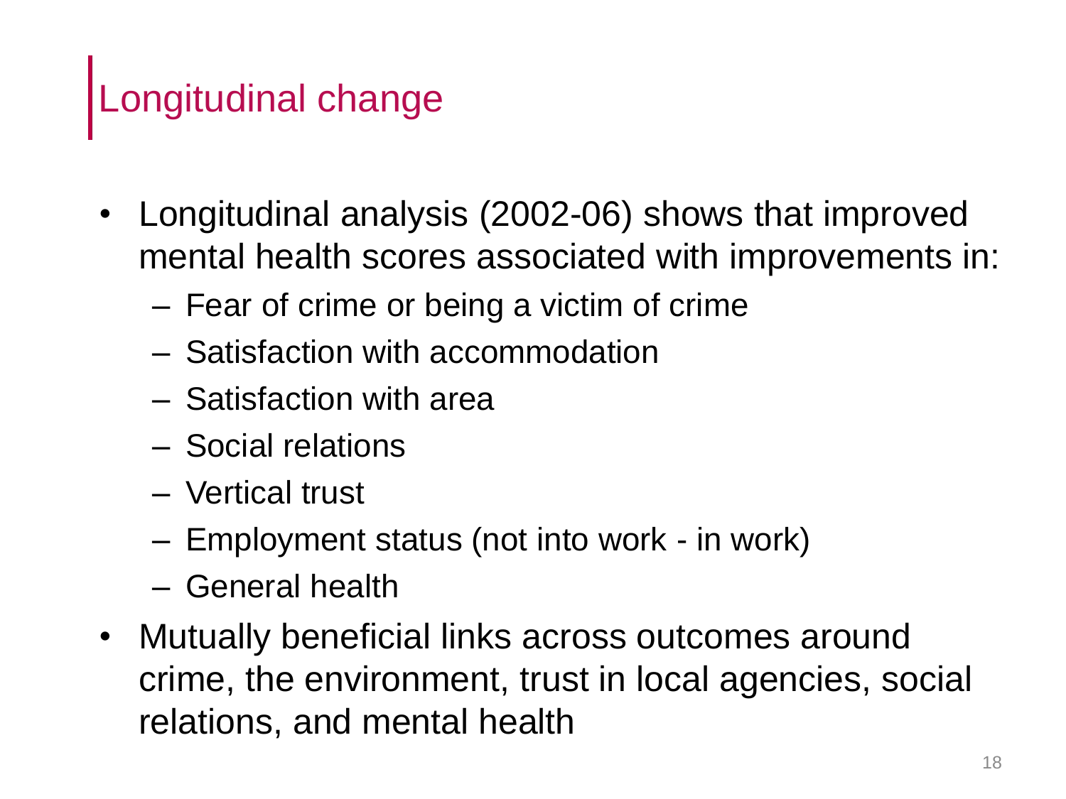# Longitudinal change

- Longitudinal analysis (2002-06) shows that improved mental health scores associated with improvements in:
  - Fear of crime or being a victim of crime
  - Satisfaction with accommodation
  - Satisfaction with area
  - Social relations
  - Vertical trust
  - Employment status (not into work - in work)
  - General health
- Mutually beneficial links across outcomes around crime, the environment, trust in local agencies, social relations, and mental health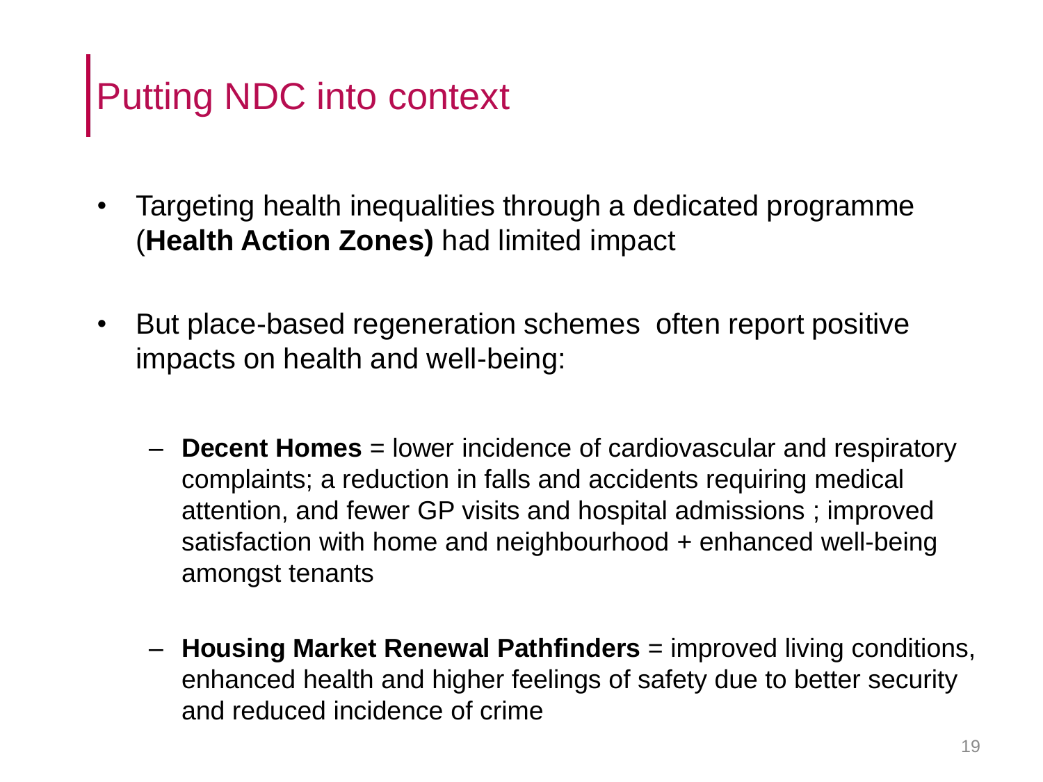# Putting NDC into context

- Targeting health inequalities through a dedicated programme (**Health Action Zones)** had limited impact

- But place-based regeneration schemes  often report positive impacts on health and well-being:

  - **Decent Homes** = lower incidence of cardiovascular and respiratory complaints; a reduction in falls and accidents requiring medical attention, and fewer GP visits and hospital admissions ; improved satisfaction with home and neighbourhood + enhanced well-being amongst tenants

  - **Housing Market Renewal Pathfinders** = improved living conditions, enhanced health and higher feelings of safety due to better security and reduced incidence of crime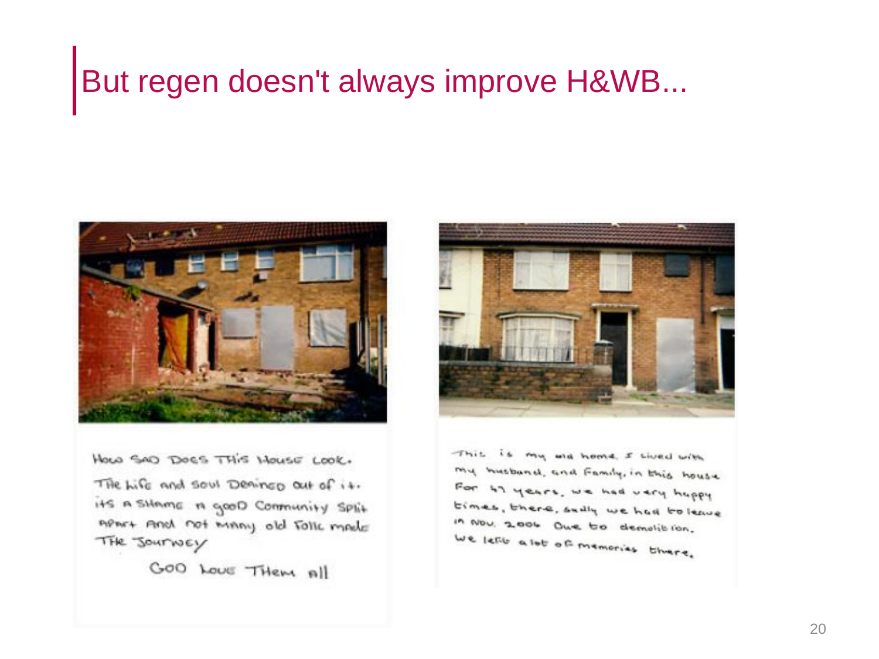# But regen doesn't always improve H&WB...

How SAD Does THIS House Look.
The Life and Soul Deained out of it.
its a Shame a good Community Split
Apart And not many old Folk made
The Journey

GOD Love Them all

This is my old home. I lived with
my husband, and Family, in this house
For 47 years, we had very happy
times, there, sadly we had to leave
in Nov, 2006 Due to demolition.
We left a lot of memories there.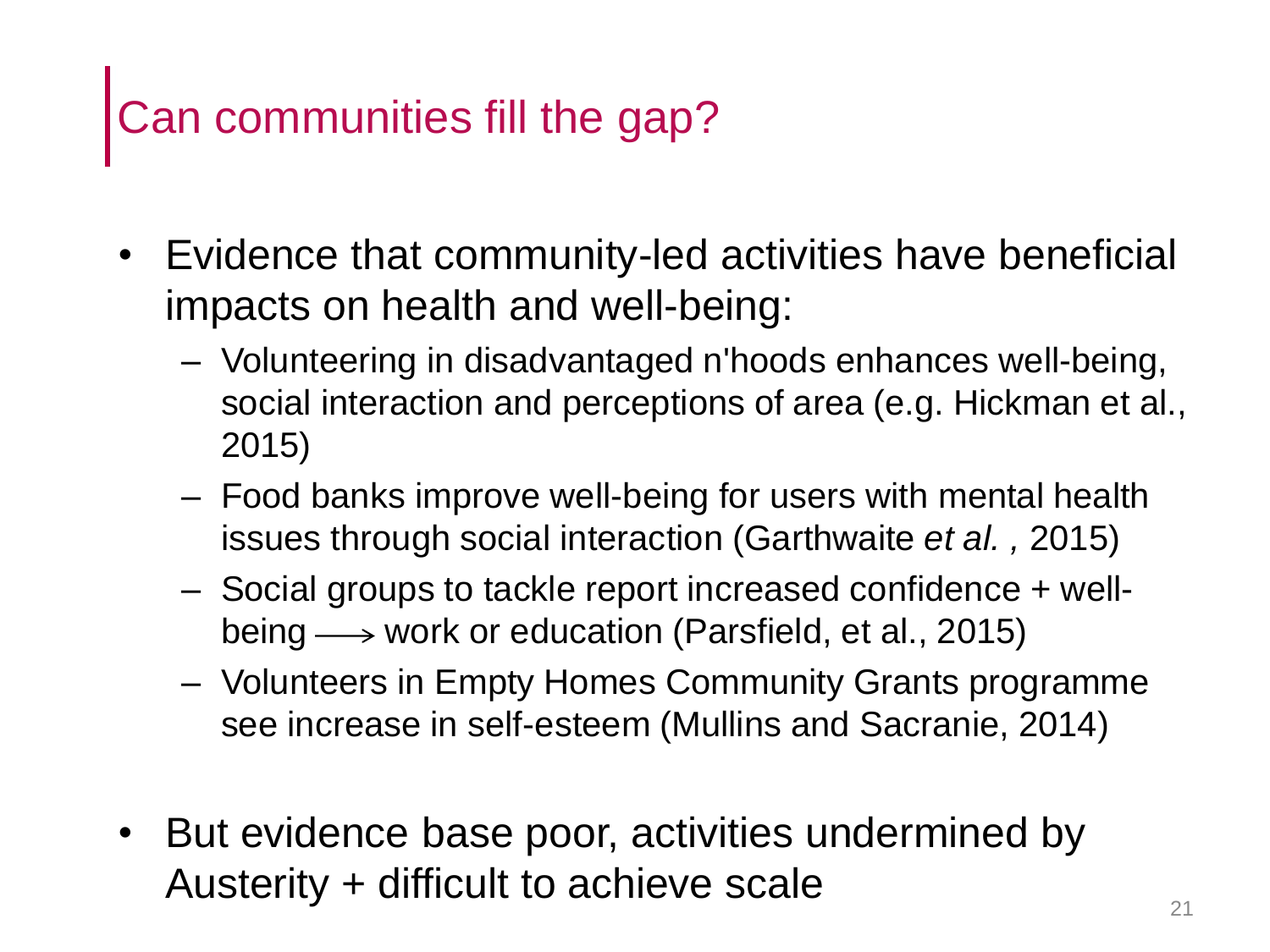# Can communities fill the gap?

- Evidence that community-led activities have beneficial impacts on health and well-being:
  - Volunteering in disadvantaged n'hoods enhances well-being, social interaction and perceptions of area (e.g. Hickman et al., 2015)
  - Food banks improve well-being for users with mental health issues through social interaction (Garthwaite *et al.* , 2015)
  - Social groups to tackle report increased confidence + well-being ⟶ work or education (Parsfield, et al., 2015)
  - Volunteers in Empty Homes Community Grants programme see increase in self-esteem (Mullins and Sacranie, 2014)
- But evidence base poor, activities undermined by Austerity + difficult to achieve scale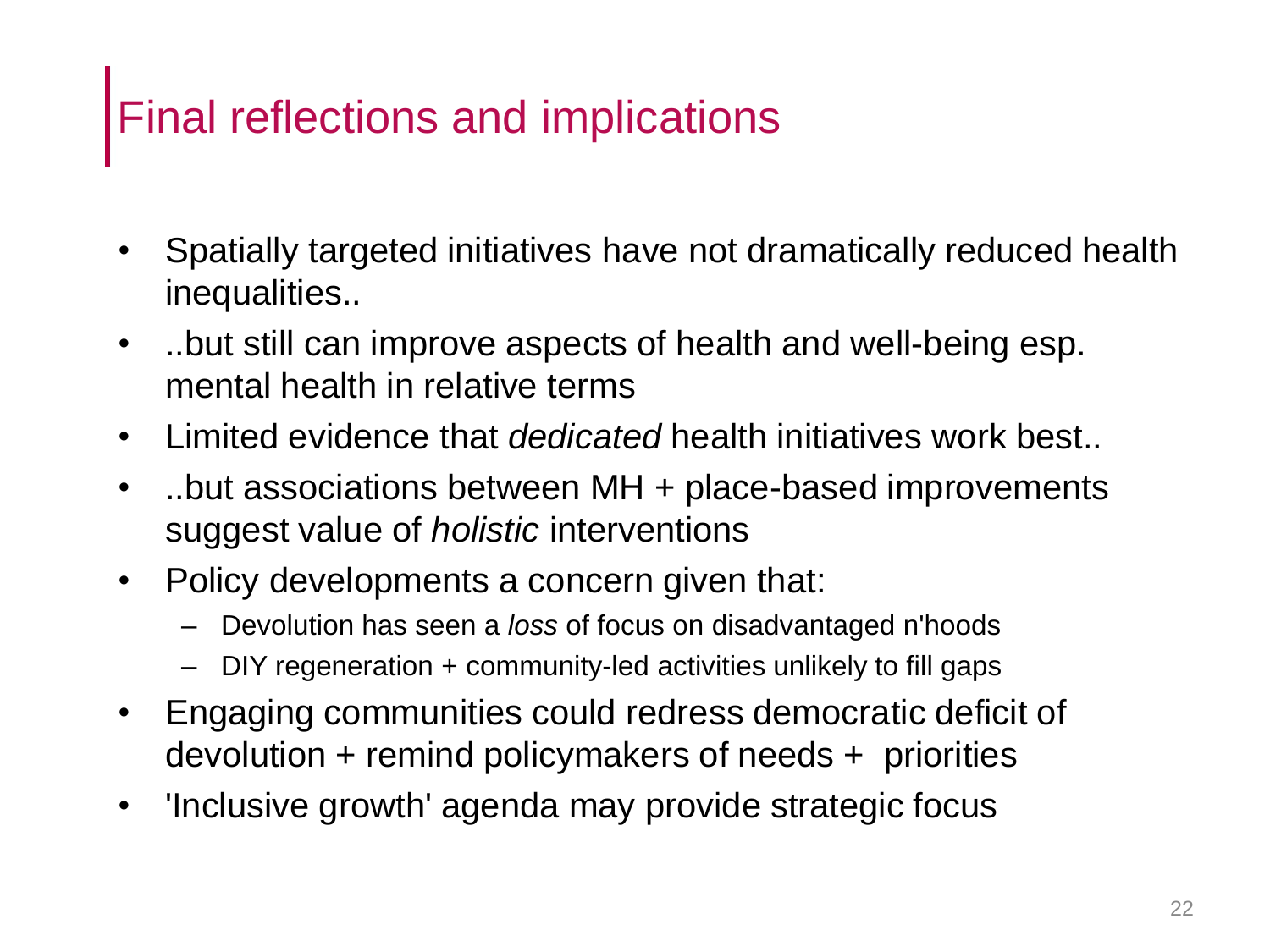# Final reflections and implications

- Spatially targeted initiatives have not dramatically reduced health inequalities..
- ..but still can improve aspects of health and well-being esp. mental health in relative terms
- Limited evidence that *dedicated* health initiatives work best..
- ..but associations between MH + place-based improvements suggest value of *holistic* interventions
- Policy developments a concern given that:
  - Devolution has seen a *loss* of focus on disadvantaged n'hoods
  - DIY regeneration + community-led activities unlikely to fill gaps
- Engaging communities could redress democratic deficit of devolution + remind policymakers of needs + priorities
- 'Inclusive growth' agenda may provide strategic focus